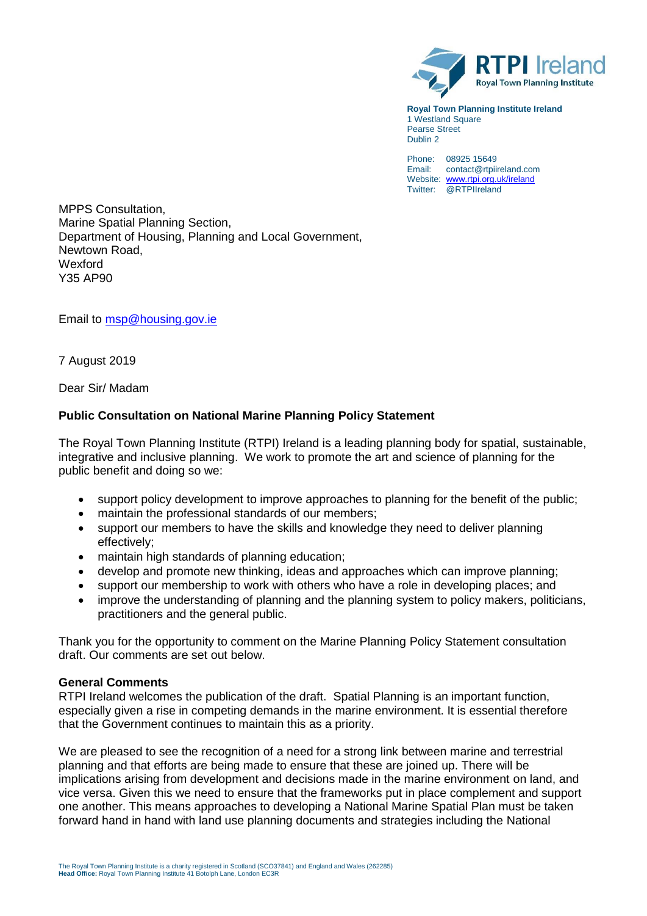**Royal Town Planning Institute Ireland**
1 Westland Square
Pearse Street
Dublin 2

Phone: 08925 15649
Email: contact@rtpiireland.com
Website: www.rtpi.org.uk/ireland
Twitter: @RTPIIreland

MPPS Consultation,
Marine Spatial Planning Section,
Department of Housing, Planning and Local Government,
Newtown Road,
Wexford
Y35 AP90

Email to msp@housing.gov.ie

7 August 2019

Dear Sir/ Madam

**Public Consultation on National Marine Planning Policy Statement**

The Royal Town Planning Institute (RTPI) Ireland is a leading planning body for spatial, sustainable, integrative and inclusive planning. We work to promote the art and science of planning for the public benefit and doing so we:

- support policy development to improve approaches to planning for the benefit of the public;
- maintain the professional standards of our members;
- support our members to have the skills and knowledge they need to deliver planning effectively;
- maintain high standards of planning education;
- develop and promote new thinking, ideas and approaches which can improve planning;
- support our membership to work with others who have a role in developing places; and
- improve the understanding of planning and the planning system to policy makers, politicians, practitioners and the general public.

Thank you for the opportunity to comment on the Marine Planning Policy Statement consultation draft. Our comments are set out below.

**General Comments**

RTPI Ireland welcomes the publication of the draft. Spatial Planning is an important function, especially given a rise in competing demands in the marine environment. It is essential therefore that the Government continues to maintain this as a priority.

We are pleased to see the recognition of a need for a strong link between marine and terrestrial planning and that efforts are being made to ensure that these are joined up. There will be implications arising from development and decisions made in the marine environment on land, and vice versa. Given this we need to ensure that the frameworks put in place complement and support one another. This means approaches to developing a National Marine Spatial Plan must be taken forward hand in hand with land use planning documents and strategies including the National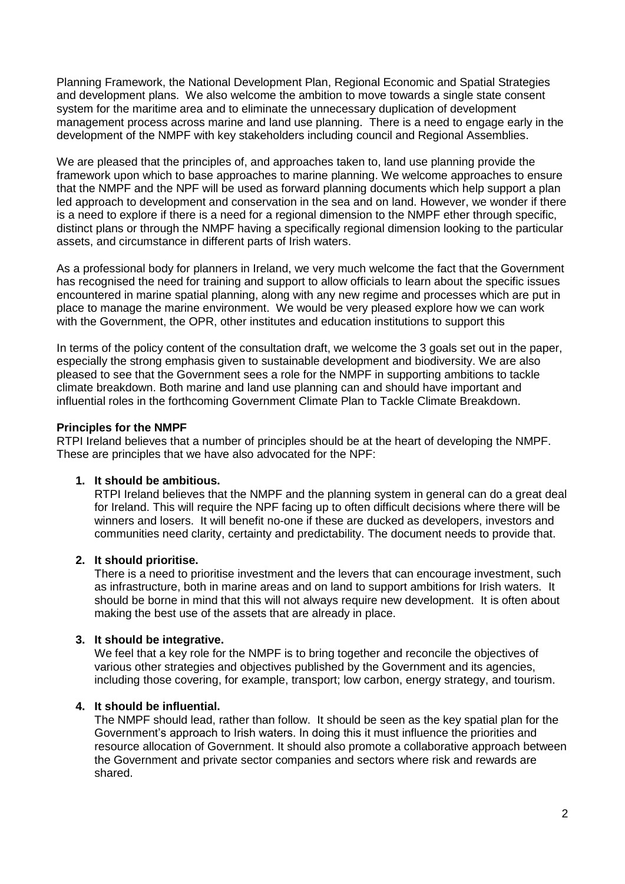Planning Framework, the National Development Plan, Regional Economic and Spatial Strategies and development plans. We also welcome the ambition to move towards a single state consent system for the maritime area and to eliminate the unnecessary duplication of development management process across marine and land use planning. There is a need to engage early in the development of the NMPF with key stakeholders including council and Regional Assemblies.

We are pleased that the principles of, and approaches taken to, land use planning provide the framework upon which to base approaches to marine planning. We welcome approaches to ensure that the NMPF and the NPF will be used as forward planning documents which help support a plan led approach to development and conservation in the sea and on land. However, we wonder if there is a need to explore if there is a need for a regional dimension to the NMPF ether through specific, distinct plans or through the NMPF having a specifically regional dimension looking to the particular assets, and circumstance in different parts of Irish waters.

As a professional body for planners in Ireland, we very much welcome the fact that the Government has recognised the need for training and support to allow officials to learn about the specific issues encountered in marine spatial planning, along with any new regime and processes which are put in place to manage the marine environment. We would be very pleased explore how we can work with the Government, the OPR, other institutes and education institutions to support this

In terms of the policy content of the consultation draft, we welcome the 3 goals set out in the paper, especially the strong emphasis given to sustainable development and biodiversity. We are also pleased to see that the Government sees a role for the NMPF in supporting ambitions to tackle climate breakdown. Both marine and land use planning can and should have important and influential roles in the forthcoming Government Climate Plan to Tackle Climate Breakdown.

**Principles for the NMPF**

RTPI Ireland believes that a number of principles should be at the heart of developing the NMPF. These are principles that we have also advocated for the NPF:

1. **It should be ambitious.**
   RTPI Ireland believes that the NMPF and the planning system in general can do a great deal for Ireland. This will require the NPF facing up to often difficult decisions where there will be winners and losers. It will benefit no-one if these are ducked as developers, investors and communities need clarity, certainty and predictability. The document needs to provide that.

2. **It should prioritise.**
   There is a need to prioritise investment and the levers that can encourage investment, such as infrastructure, both in marine areas and on land to support ambitions for Irish waters. It should be borne in mind that this will not always require new development. It is often about making the best use of the assets that are already in place.

3. **It should be integrative.**
   We feel that a key role for the NMPF is to bring together and reconcile the objectives of various other strategies and objectives published by the Government and its agencies, including those covering, for example, transport; low carbon, energy strategy, and tourism.

4. **It should be influential.**
   The NMPF should lead, rather than follow. It should be seen as the key spatial plan for the Government's approach to Irish waters. In doing this it must influence the priorities and resource allocation of Government. It should also promote a collaborative approach between the Government and private sector companies and sectors where risk and rewards are shared.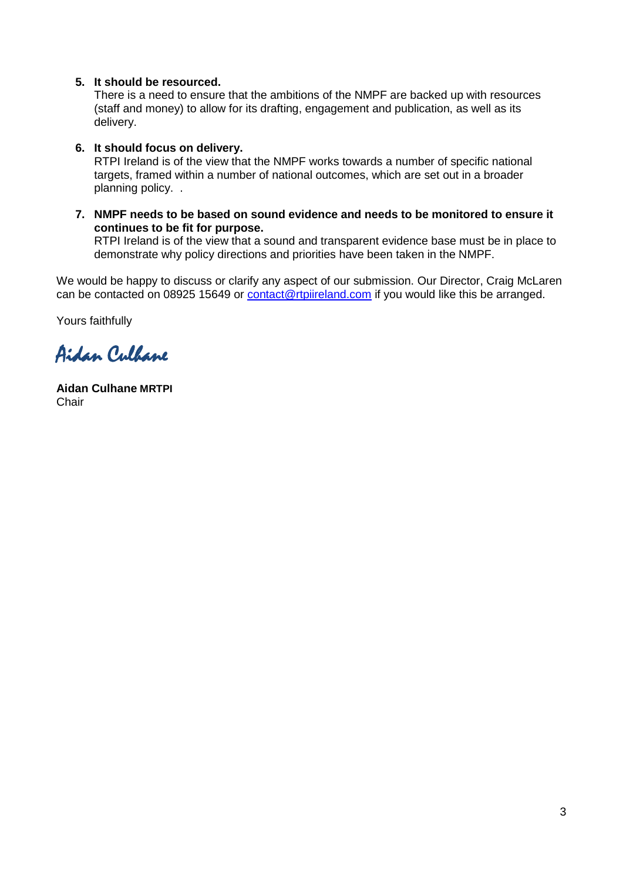5. **It should be resourced.**
   There is a need to ensure that the ambitions of the NMPF are backed up with resources (staff and money) to allow for its drafting, engagement and publication, as well as its delivery.

6. **It should focus on delivery.**
   RTPI Ireland is of the view that the NMPF works towards a number of specific national targets, framed within a number of national outcomes, which are set out in a broader planning policy.  .

7. **NMPF needs to be based on sound evidence and needs to be monitored to ensure it continues to be fit for purpose.**
   RTPI Ireland is of the view that a sound and transparent evidence base must be in place to demonstrate why policy directions and priorities have been taken in the NMPF.

We would be happy to discuss or clarify any aspect of our submission. Our Director, Craig McLaren can be contacted on 08925 15649 or contact@rtpiireland.com if you would like this be arranged.

Yours faithfully

*Aidan Culhane*

**Aidan Culhane MRTPI**
Chair